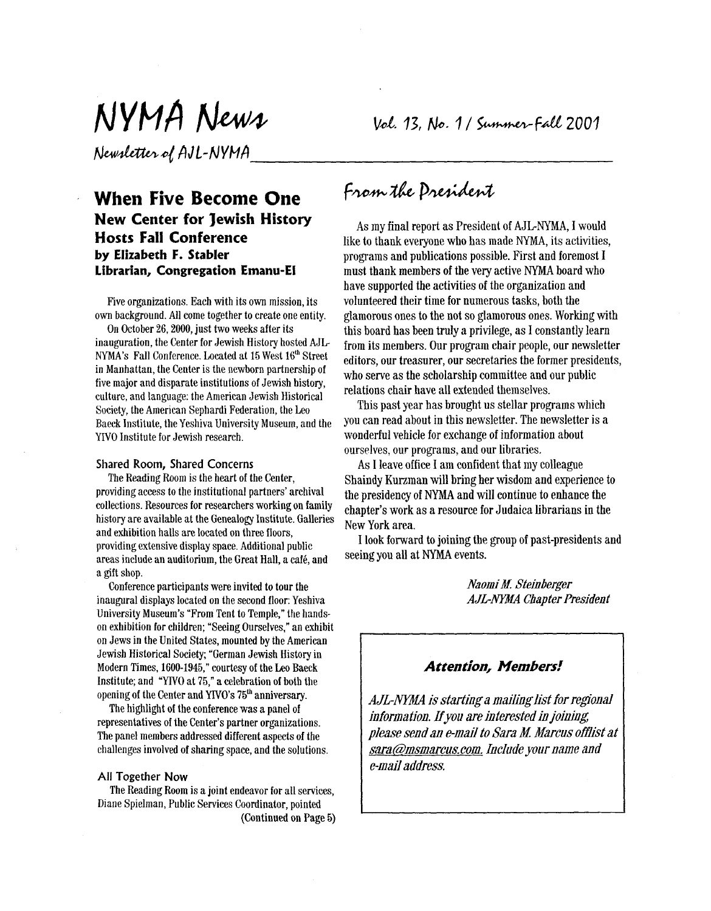# NYMA News

Newsletter of AJL-NYMA

Vol. 13, No. 1 / Summer-Fall 2001

## When Five Become One

### New Center for Jewish History Hosts Fall Conference

**by Elizabeth F. Stabler**
**Librarian, Congregation Emanu-El**

Five organizations. Each with its own mission, its own background. All come together to create one entity.

On October 26, 2000, just two weeks after its inauguration, the Center for Jewish History hosted AJL-NYMA's Fall Conference. Located at 15 West 16th Street in Manhattan, the Center is the newborn partnership of five major and disparate institutions of Jewish history, culture, and language: the American Jewish Historical Society, the American Sephardi Federation, the Leo Baeck Institute, the Yeshiva University Museum, and the YIVO Institute for Jewish research.

#### Shared Room, Shared Concerns

The Reading Room is the heart of the Center, providing access to the institutional partners' archival collections. Resources for researchers working on family history are available at the Genealogy Institute. Galleries and exhibition halls are located on three floors, providing extensive display space. Additional public areas include an auditorium, the Great Hall, a café, and a gift shop.

Conference participants were invited to tour the inaugural displays located on the second floor: Yeshiva University Museum's "From Tent to Temple," the hands-on exhibition for children; "Seeing Ourselves," an exhibit on Jews in the United States, mounted by the American Jewish Historical Society; "German Jewish History in Modern Times, 1600-1945," courtesy of the Leo Baeck Institute; and "YIVO at 75," a celebration of both the opening of the Center and YIVO's 75th anniversary.

The highlight of the conference was a panel of representatives of the Center's partner organizations. The panel members addressed different aspects of the challenges involved of sharing space, and the solutions.

#### All Together Now

The Reading Room is a joint endeavor for all services, Diane Spielman, Public Services Coordinator, pointed

(Continued on Page 5)

## From the President

As my final report as President of AJL-NYMA, I would like to thank everyone who has made NYMA, its activities, programs and publications possible. First and foremost I must thank members of the very active NYMA board who have supported the activities of the organization and volunteered their time for numerous tasks, both the glamorous ones to the not so glamorous ones. Working with this board has been truly a privilege, as I constantly learn from its members. Our program chair people, our newsletter editors, our treasurer, our secretaries the former presidents, who serve as the scholarship committee and our public relations chair have all extended themselves.

This past year has brought us stellar programs which you can read about in this newsletter. The newsletter is a wonderful vehicle for exchange of information about ourselves, our programs, and our libraries.

As I leave office I am confident that my colleague Shaindy Kurzman will bring her wisdom and experience to the presidency of NYMA and will continue to enhance the chapter's work as a resource for Judaica librarians in the New York area.

I look forward to joining the group of past-presidents and seeing you all at NYMA events.

*Naomi M. Steinberger*
*AJL-NYMA Chapter President*

### *Attention, Members!*

*AJL-NYMA is starting a mailing list for regional information. If you are interested in joining, please send an e-mail to Sara M. Marcus offlist at sara@msmarcus.com. Include your name and e-mail address.*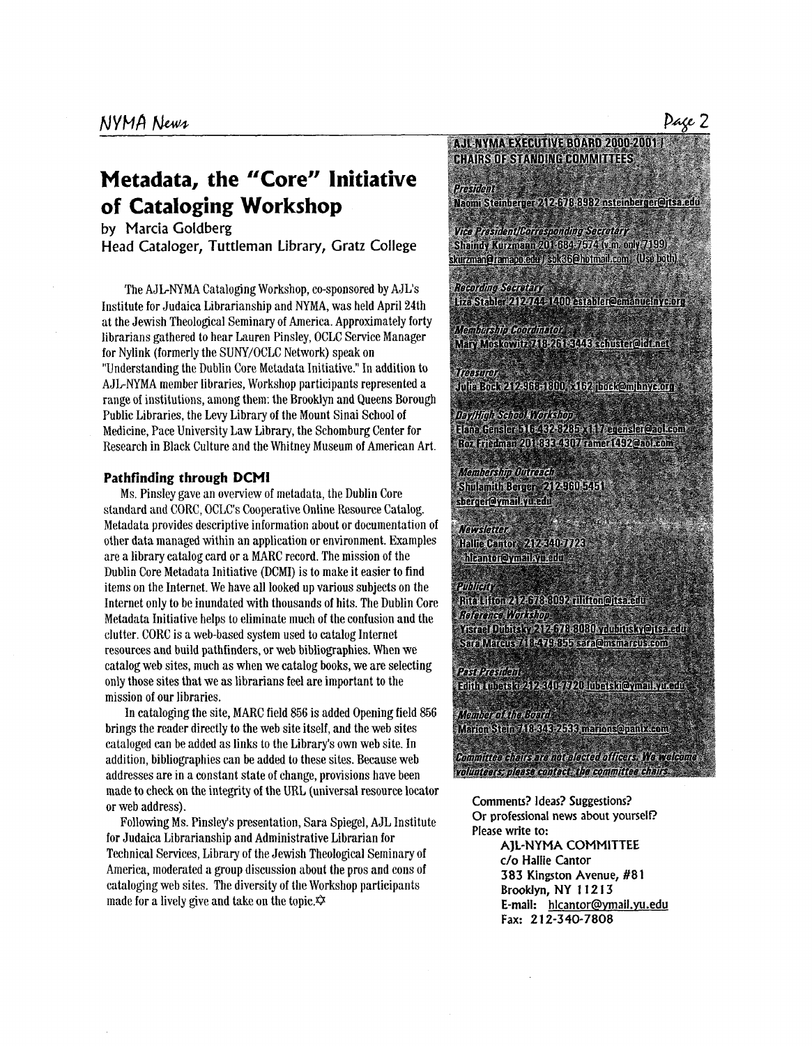# Metadata, the "Core" Initiative of Cataloging Workshop

by Marcia Goldberg
Head Cataloger, Tuttleman Library, Gratz College

The AJL-NYMA Cataloging Workshop, co-sponsored by AJL's Institute for Judaica Librarianship and NYMA, was held April 24th at the Jewish Theological Seminary of America. Approximately forty librarians gathered to hear Lauren Pinsley, OCLC Service Manager for Nylink (formerly the SUNY/OCLC Network) speak on "Understanding the Dublin Core Metadata Initiative." In addition to AJL-NYMA member libraries, Workshop participants represented a range of institutions, among them: the Brooklyn and Queens Borough Public Libraries, the Levy Library of the Mount Sinai School of Medicine, Pace University Law Library, the Schomburg Center for Research in Black Culture and the Whitney Museum of American Art.

### Pathfinding through DCMI

Ms. Pinsley gave an overview of metadata, the Dublin Core standard and CORC, OCLC's Cooperative Online Resource Catalog. Metadata provides descriptive information about or documentation of other data managed within an application or environment. Examples are a library catalog card or a MARC record. The mission of the Dublin Core Metadata Initiative (DCMI) is to make it easier to find items on the Internet. We have all looked up various subjects on the Internet only to be inundated with thousands of hits. The Dublin Core Metadata Initiative helps to eliminate much of the confusion and the clutter. CORC is a web-based system used to catalog Internet resources and build pathfinders, or web bibliographies. When we catalog web sites, much as when we catalog books, we are selecting only those sites that we as librarians feel are important to the mission of our libraries.

In cataloging the site, MARC field 856 is added Opening field 856 brings the reader directly to the web site itself, and the web sites cataloged can be added as links to the Library's own web site. In addition, bibliographies can be added to these sites. Because web addresses are in a constant state of change, provisions have been made to check on the integrity of the URL (universal resource locator or web address).

Following Ms. Pinsley's presentation, Sara Spiegel, AJL Institute for Judaica Librarianship and Administrative Librarian for Technical Services, Library of the Jewish Theological Seminary of America, moderated a group discussion about the pros and cons of cataloging web sites. The diversity of the Workshop participants made for a lively give and take on the topic.✡

**AJL-NYMA EXECUTIVE BOARD 2000-2001 / CHAIRS OF STANDING COMMITTEES**

*President*
Naomi Steinberger 212-678-8982 nsteinberger@jtsa.edu

*Vice President/Corresponding Secretary*
Shaindy Kurzmann 201-684-7574 (v.m. only 7199) skurzman@ramapo.edu / sbk36@hotmail.com (Use both)

*Recording Secretary*
Liza Stabler 212-744-1400 establer@emanuelnyc.org

*Membership Coordinator*
Mary Moskowitz 718-261-3443 schuster@idt.net

*Treasurer*
Julia Bock 212-968-1800, x162 jbock@mjhnyc.org

*Day/High School Workshop*
Elana Gensler 516-432-8285 x117 egensler@aol.com
Roz Friedman 201-833-4307 ramer1492@aol.com

*Membership Outreach*
Shulamith Berger 212-960-5451 sberger@ymail.yu.edu

*Newsletter*
Hallie Cantor 212-340-7723 hlcantor@ymail.yu.edu

*Publicity*
Rita Lifton 212-678-8092 rilifton@jtsa.edu

*Reference Workshop*
Yisrael Dubitsky 212-678-8080 ydubitsky@jtsa.edu
Sara Marcus 718-479-855 sara@msmarcus.com

*Past President*
Edith Lubetski 212-340-7720 lubetski@ymail.yu.edu

*Member of the Board*
Marion Stein 718-343-2533 marions@panix.com

*Committee chairs are not elected officers. We welcome volunteers; please contact the committee chairs.*

Comments? Ideas? Suggestions?
Or professional news about yourself?
Please write to:

AJL-NYMA COMMITTEE
c/o Hallie Cantor
383 Kingston Avenue, #81
Brooklyn, NY 11213
E-mail: hlcantor@ymail.yu.edu
Fax: 212-340-7808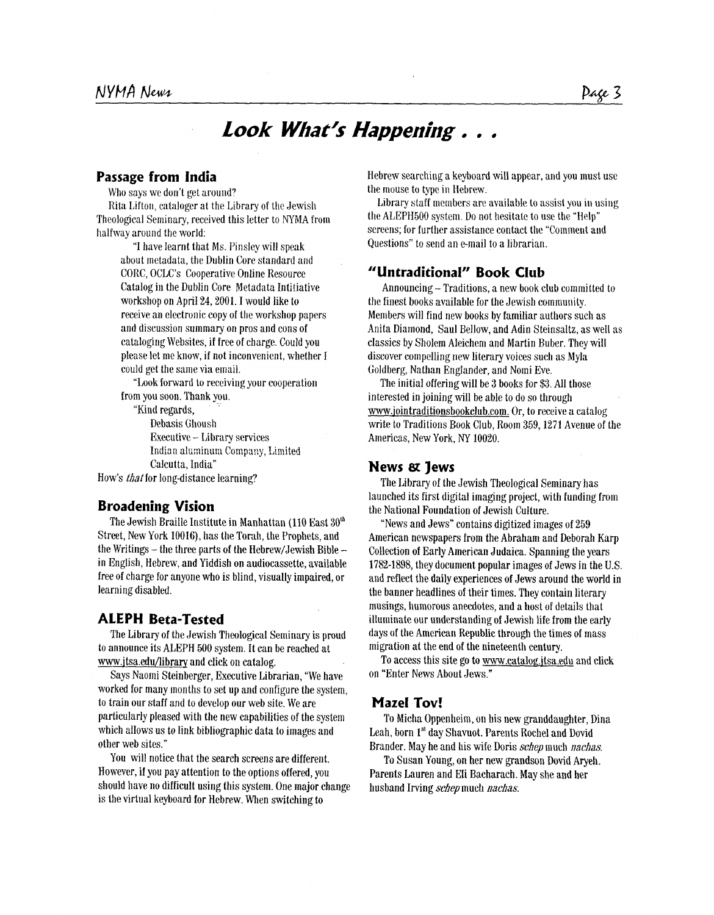# Look What's Happening . . .

## Passage from India

Who says we don't get around?

Rita Lifton, cataloger at the Library of the Jewish Theological Seminary, received this letter to NYMA from halfway around the world:

> "I have learnt that Ms. Pinsley will speak about metadata, the Dublin Core standard and CORC, OCLC's Cooperative Online Resource Catalog in the Dublin Core Metadata Intitiative workshop on April 24, 2001. I would like to receive an electronic copy of the workshop papers and discussion summary on pros and cons of cataloging Websites, if free of charge. Could you please let me know, if not inconvenient, whether I could get the same via email.
>
> "Look forward to receiving your cooperation from you soon. Thank you.
>
> "Kind regards,
>
> Debasis Ghoush
> Executive – Library services
> Indian aluminum Company, Limited
> Calcutta, India"

How's *that* for long-distance learning?

## Broadening Vision

The Jewish Braille Institute in Manhattan (110 East 30th Street, New York 10016), has the Torah, the Prophets, and the Writings – the three parts of the Hebrew/Jewish Bible – in English, Hebrew, and Yiddish on audiocassette, available free of charge for anyone who is blind, visually impaired, or learning disabled.

## ALEPH Beta-Tested

The Library of the Jewish Theological Seminary is proud to announce its ALEPH 500 system. It can be reached at www.jtsa.edu/library and click on catalog.

Says Naomi Steinberger, Executive Librarian, "We have worked for many months to set up and configure the system, to train our staff and to develop our web site. We are particularly pleased with the new capabilities of the system which allows us to link bibliographic data to images and other web sites."

You will notice that the search screens are different. However, if you pay attention to the options offered, you should have no difficult using this system. One major change is the virtual keyboard for Hebrew. When switching to Hebrew searching a keyboard will appear, and you must use the mouse to type in Hebrew.

Library staff members are available to assist you in using the ALEPH500 system. Do not hesitate to use the "Help" screens; for further assistance contact the "Comment and Questions" to send an e-mail to a librarian.

## "Untraditional" Book Club

Announcing – Traditions, a new book club committed to the finest books available for the Jewish community. Members will find new books by familiar authors such as Anita Diamond, Saul Bellow, and Adin Steinsaltz, as well as classics by Sholem Aleichem and Martin Buber. They will discover compelling new literary voices such as Myla Goldberg, Nathan Englander, and Nomi Eve.

The initial offering will be 3 books for $3. All those interested in joining will be able to do so through www.jointraditionsbookclub.com. Or, to receive a catalog write to Traditions Book Club, Room 359, 1271 Avenue of the Americas, New York, NY 10020.

## News & Jews

The Library of the Jewish Theological Seminary has launched its first digital imaging project, with funding from the National Foundation of Jewish Culture.

"News and Jews" contains digitized images of 259 American newspapers from the Abraham and Deborah Karp Collection of Early American Judaica. Spanning the years 1782-1898, they document popular images of Jews in the U.S. and reflect the daily experiences of Jews around the world in the banner headlines of their times. They contain literary musings, humorous anecdotes, and a host of details that illuminate our understanding of Jewish life from the early days of the American Republic through the times of mass migration at the end of the nineteenth century.

To access this site go to www.catalog.jtsa.edu and click on "Enter News About Jews."

## Mazel Tov!

To Micha Oppenheim, on his new granddaughter, Dina Leah, born 1st day Shavuot. Parents Rochel and Dovid Brander. May he and his wife Doris *schep* much *nachas.*

To Susan Young, on her new grandson Dovid Aryeh. Parents Lauren and Eli Bacharach. May she and her husband Irving *schep* much *nachas.*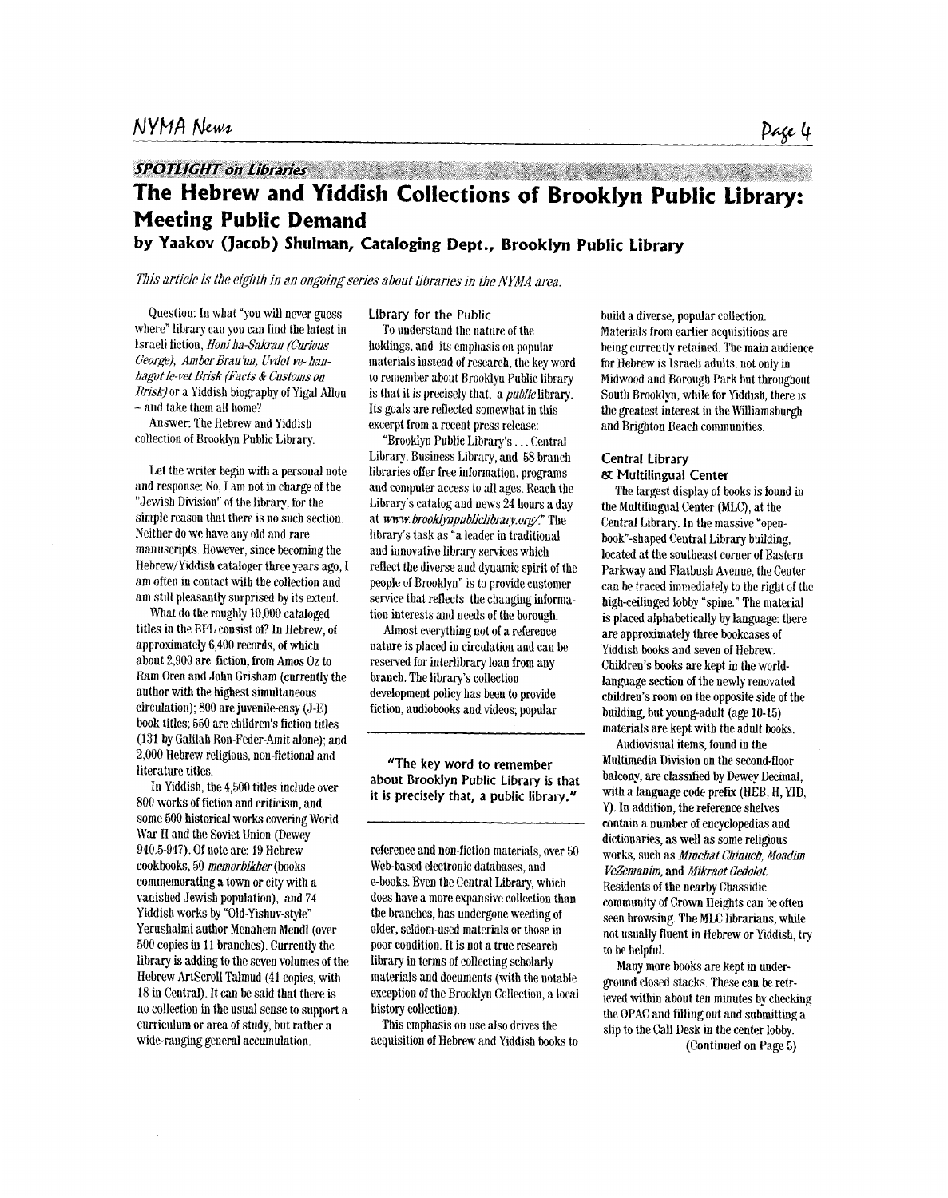**SPOTLIGHT on Libraries**

# The Hebrew and Yiddish Collections of Brooklyn Public Library: Meeting Public Demand

### by Yaakov (Jacob) Shulman, Cataloging Dept., Brooklyn Public Library

*This article is the eighth in an ongoing series about libraries in the NYMA area.*

Question: In what "you will never guess where" library can you can find the latest in Israeli fiction, *Honi ha-Sakran (Curious George), Amber Brau'un, Uvdot ve-han-hagot le-vet Brisk (Facts & Customs on Brisk)* or a Yiddish biography of Yigal Allon – and take them all home?

Answer: The Hebrew and Yiddish collection of Brooklyn Public Library.

Let the writer begin with a personal note and response: No, I am not in charge of the "Jewish Division" of the library, for the simple reason that there is no such section. Neither do we have any old and rare manuscripts. However, since becoming the Hebrew/Yiddish cataloger three years ago, I am often in contact with the collection and am still pleasantly surprised by its extent.

What do the roughly 10,000 cataloged titles in the BPL consist of? In Hebrew, of approximately 6,400 records, of which about 2,900 are fiction, from Amos Oz to Ram Oren and John Grisham (currently the author with the highest simultaneous circulation); 800 are juvenile-easy (J-E) book titles; 550 are children's fiction titles (131 by Galilah Ron-Feder-Amit alone); and 2,000 Hebrew religious, non-fictional and literature titles.

In Yiddish, the 4,500 titles include over 800 works of fiction and criticism, and some 500 historical works covering World War II and the Soviet Union (Dewey 940.5-947). Of note are: 19 Hebrew cookbooks, 50 *memorbikher* (books commemorating a town or city with a vanished Jewish population), and 74 Yiddish works by "Old-Yishuv-style" Yerushalmi author Menahem Mendl (over 500 copies in 11 branches). Currently the library is adding to the seven volumes of the Hebrew ArtScroll Talmud (41 copies, with 18 in Central). It can be said that there is no collection in the usual sense to support a curriculum or area of study, but rather a wide-ranging general accumulation.

#### Library for the Public

To understand the nature of the holdings, and its emphasis on popular materials instead of research, the key word to remember about Brooklyn Public library is that it is precisely that, a *public* library. Its goals are reflected somewhat in this excerpt from a recent press release:

"Brooklyn Public Library's . . . Central Library, Business Library, and 58 branch libraries offer free information, programs and computer access to all ages. Reach the Library's catalog and news 24 hours a day at *www.brooklynpubliclibrary.org/*." The library's task as "a leader in traditional and innovative library services which reflect the diverse and dynamic spirit of the people of Brooklyn" is to provide customer service that reflects the changing information interests and needs of the borough.

Almost everything not of a reference nature is placed in circulation and can be reserved for interlibrary loan from any branch. The library's collection development policy has been to provide fiction, audiobooks and videos; popular reference and non-fiction materials, over 50 Web-based electronic databases, and e-books. Even the Central Library, which does have a more expansive collection than the branches, has undergone weeding of older, seldom-used materials or those in poor condition. It is not a true research library in terms of collecting scholarly materials and documents (with the notable exception of the Brooklyn Collection, a local history collection).

> **"The key word to remember about Brooklyn Public Library is that it is precisely that, a public library."**

This emphasis on use also drives the acquisition of Hebrew and Yiddish books to build a diverse, popular collection. Materials from earlier acquisitions are being currently retained. The main audience for Hebrew is Israeli adults, not only in Midwood and Borough Park but throughout South Brooklyn, while for Yiddish, there is the greatest interest in the Williamsburgh and Brighton Beach communities.

#### Central Library & Multilingual Center

The largest display of books is found in the Multilingual Center (MLC), at the Central Library. In the massive "open-book"-shaped Central Library building, located at the southeast corner of Eastern Parkway and Flatbush Avenue, the Center can be traced immediately to the right of the high-ceilinged lobby "spine." The material is placed alphabetically by language: there are approximately three bookcases of Yiddish books and seven of Hebrew. Children's books are kept in the world-language section of the newly renovated children's room on the opposite side of the building, but young-adult (age 10-15) materials are kept with the adult books.

Audiovisual items, found in the Multimedia Division on the second-floor balcony, are classified by Dewey Decimal, with a language code prefix (HEB, H, YID, Y). In addition, the reference shelves contain a number of encyclopedias and dictionaries, as well as some religious works, such as *Minchat Chinuch, Moadim VeZemanim*, and *Mikraot Gedolot*. Residents of the nearby Chassidic community of Crown Heights can be often seen browsing. The MLC librarians, while not usually fluent in Hebrew or Yiddish, try to be helpful.

Many more books are kept in underground closed stacks. These can be retrieved within about ten minutes by checking the OPAC and filling out and submitting a slip to the Call Desk in the center lobby.

(Continued on Page 5)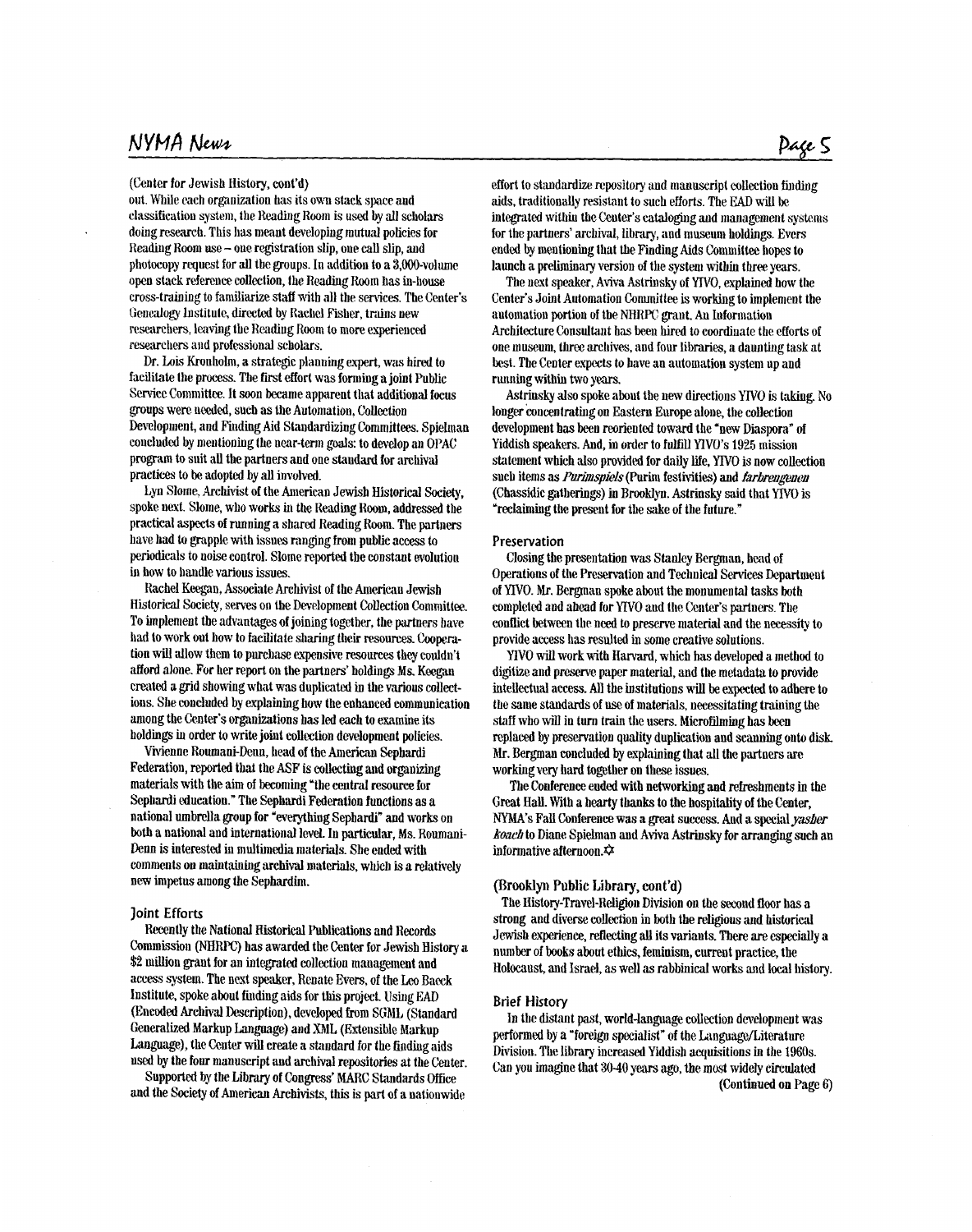(Center for Jewish History, cont'd)

out. While each organization has its own stack space and classification system, the Reading Room is used by all scholars doing research. This has meant developing mutual policies for Reading Room use – one registration slip, one call slip, and photocopy request for all the groups. In addition to a 3,000-volume open stack reference collection, the Reading Room has in-house cross-training to familiarize staff with all the services. The Center's Genealogy Institute, directed by Rachel Fisher, trains new researchers, leaving the Reading Room to more experienced researchers and professional scholars.

Dr. Lois Kronholm, a strategic planning expert, was hired to facilitate the process. The first effort was forming a joint Public Service Committee. It soon became apparent that additional focus groups were needed, such as the Automation, Collection Development, and Finding Aid Standardizing Committees. Spielman concluded by mentioning the near-term goals: to develop an OPAC program to suit all the partners and one standard for archival practices to be adopted by all involved.

Lyn Slome, Archivist of the American Jewish Historical Society, spoke next. Slome, who works in the Reading Room, addressed the practical aspects of running a shared Reading Room. The partners have had to grapple with issues ranging from public access to periodicals to noise control. Slome reported the constant evolution in how to handle various issues.

Rachel Keegan, Associate Archivist of the American Jewish Historical Society, serves on the Development Collection Committee. To implement the advantages of joining together, the partners have had to work out how to facilitate sharing their resources. Cooperation will allow them to purchase expensive resources they couldn't afford alone. For her report on the partners' holdings Ms. Keegan created a grid showing what was duplicated in the various collections. She concluded by explaining how the enhanced communication among the Center's organizations has led each to examine its holdings in order to write joint collection development policies.

Vivienne Roumani-Denn, head of the American Sephardi Federation, reported that the ASF is collecting and organizing materials with the aim of becoming "the central resource for Sephardi education." The Sephardi Federation functions as a national umbrella group for "everything Sephardi" and works on both a national and international level. In particular, Ms. Roumani-Denn is interested in multimedia materials. She ended with comments on maintaining archival materials, which is a relatively new impetus among the Sephardim.

## Joint Efforts

Recently the National Historical Publications and Records Commission (NHRPC) has awarded the Center for Jewish History a $2 million grant for an integrated collection management and access system. The next speaker, Renate Evers, of the Leo Baeck Institute, spoke about finding aids for this project. Using EAD (Encoded Archival Description), developed from SGML (Standard Generalized Markup Language) and XML (Extensible Markup Language), the Center will create a standard for the finding aids used by the four manuscript and archival repositories at the Center.

Supported by the Library of Congress' MARC Standards Office and the Society of American Archivists, this is part of a nationwide effort to standardize repository and manuscript collection finding aids, traditionally resistant to such efforts. The EAD will be integrated within the Center's cataloging and management systems for the partners' archival, library, and museum holdings. Evers ended by mentioning that the Finding Aids Committee hopes to launch a preliminary version of the system within three years.

The next speaker, Aviva Astrinsky of YIVO, explained how the Center's Joint Automation Committee is working to implement the automation portion of the NHRPC grant. An Information Architecture Consultant has been hired to coordinate the efforts of one museum, three archives, and four libraries, a daunting task at best. The Center expects to have an automation system up and running within two years.

Astrinsky also spoke about the new directions YIVO is taking. No longer concentrating on Eastern Europe alone, the collection development has been reoriented toward the "new Diaspora" of Yiddish speakers. And, in order to fulfill YIVO's 1925 mission statement which also provided for daily life, YIVO is now collection such items as *Purimspiels* (Purim festivities) and *farbrengenen* (Chassidic gatherings) in Brooklyn. Astrinsky said that YIVO is "reclaiming the present for the sake of the future."

## Preservation

Closing the presentation was Stanley Bergman, head of Operations of the Preservation and Technical Services Department of YIVO. Mr. Bergman spoke about the monumental tasks both completed and ahead for YIVO and the Center's partners. The conflict between the need to preserve material and the necessity to provide access has resulted in some creative solutions.

YIVO will work with Harvard, which has developed a method to digitize and preserve paper material, and the metadata to provide intellectual access. All the institutions will be expected to adhere to the same standards of use of materials, necessitating training the staff who will in turn train the users. Microfilming has been replaced by preservation quality duplication and scanning onto disk. Mr. Bergman concluded by explaining that all the partners are working very hard together on these issues.

The Conference ended with networking and refreshments in the Great Hall. With a hearty thanks to the hospitality of the Center, NYMA's Fall Conference was a great success. And a special *yasher koach* to Diane Spielman and Aviva Astrinsky for arranging such an informative afternoon. ✡

## (Brooklyn Public Library, cont'd)

The History-Travel-Religion Division on the second floor has a strong and diverse collection in both the religious and historical Jewish experience, reflecting all its variants. There are especially a number of books about ethics, feminism, current practice, the Holocaust, and Israel, as well as rabbinical works and local history.

## Brief History

In the distant past, world-language collection development was performed by a "foreign specialist" of the Language/Literature Division. The library increased Yiddish acquisitions in the 1960s. Can you imagine that 30-40 years ago, the most widely circulated

(Continued on Page 6)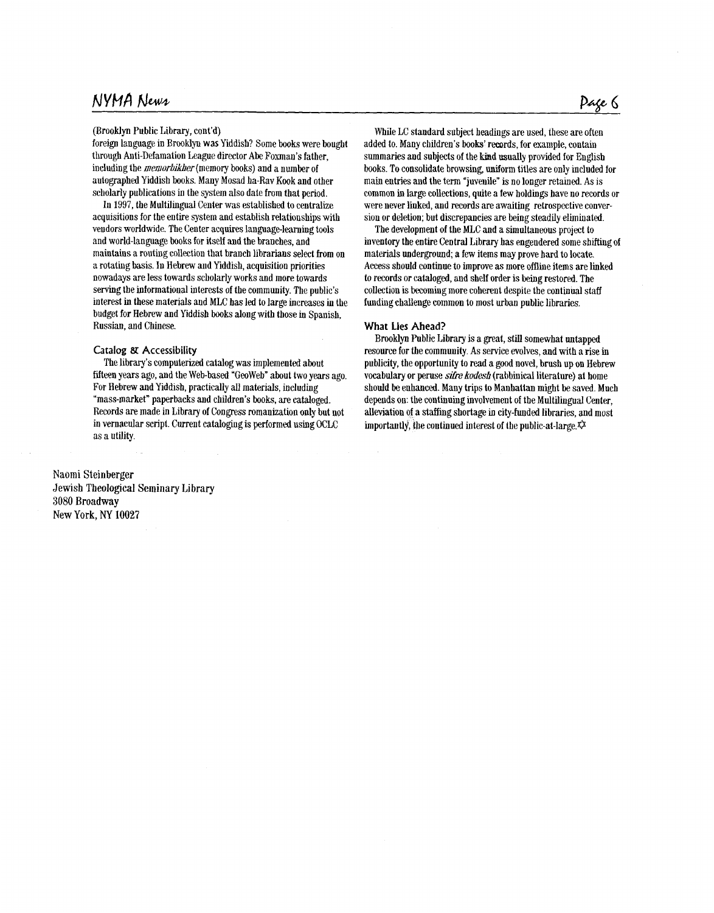(Brooklyn Public Library, cont'd)

foreign language in Brooklyn was Yiddish? Some books were bought through Anti-Defamation League director Abe Foxman's father, including the *memorbikher* (memory books) and a number of autographed Yiddish books. Many Mosad ha-Rav Kook and other scholarly publications in the system also date from that period.

In 1997, the Multilingual Center was established to centralize acquisitions for the entire system and establish relationships with vendors worldwide. The Center acquires language-learning tools and world-language books for itself and the branches, and maintains a routing collection that branch librarians select from on a rotating basis. In Hebrew and Yiddish, acquisition priorities nowadays are less towards scholarly works and more towards serving the informational interests of the community. The public's interest in these materials and MLC has led to large increases in the budget for Hebrew and Yiddish books along with those in Spanish, Russian, and Chinese.

### Catalog & Accessibility

The library's computerized catalog was implemented about fifteen years ago, and the Web-based "GeoWeb" about two years ago. For Hebrew and Yiddish, practically all materials, including "mass-market" paperbacks and children's books, are cataloged. Records are made in Library of Congress romanization only but not in vernacular script. Current cataloging is performed using OCLC as a utility.

While LC standard subject headings are used, these are often added to. Many children's books' records, for example, contain summaries and subjects of the kind usually provided for English books. To consolidate browsing, uniform titles are only included for main entries and the term "juvenile" is no longer retained. As is common in large collections, quite a few holdings have no records or were never linked, and records are awaiting retrospective conversion or deletion; but discrepancies are being steadily eliminated.

The development of the MLC and a simultaneous project to inventory the entire Central Library has engendered some shifting of materials underground; a few items may prove hard to locate. Access should continue to improve as more offline items are linked to records or cataloged, and shelf order is being restored. The collection is becoming more coherent despite the continual staff funding challenge common to most urban public libraries.

### What Lies Ahead?

Brooklyn Public Library is a great, still somewhat untapped resource for the community. As service evolves, and with a rise in publicity, the opportunity to read a good novel, brush up on Hebrew vocabulary or peruse *sifre kodesh* (rabbinical literature) at home should be enhanced. Many trips to Manhattan might be saved. Much depends on: the continuing involvement of the Multilingual Center, alleviation of a staffing shortage in city-funded libraries, and most importantly, the continued interest of the public-at-large. ✡

Naomi Steinberger
Jewish Theological Seminary Library
3080 Broadway
New York, NY 10027